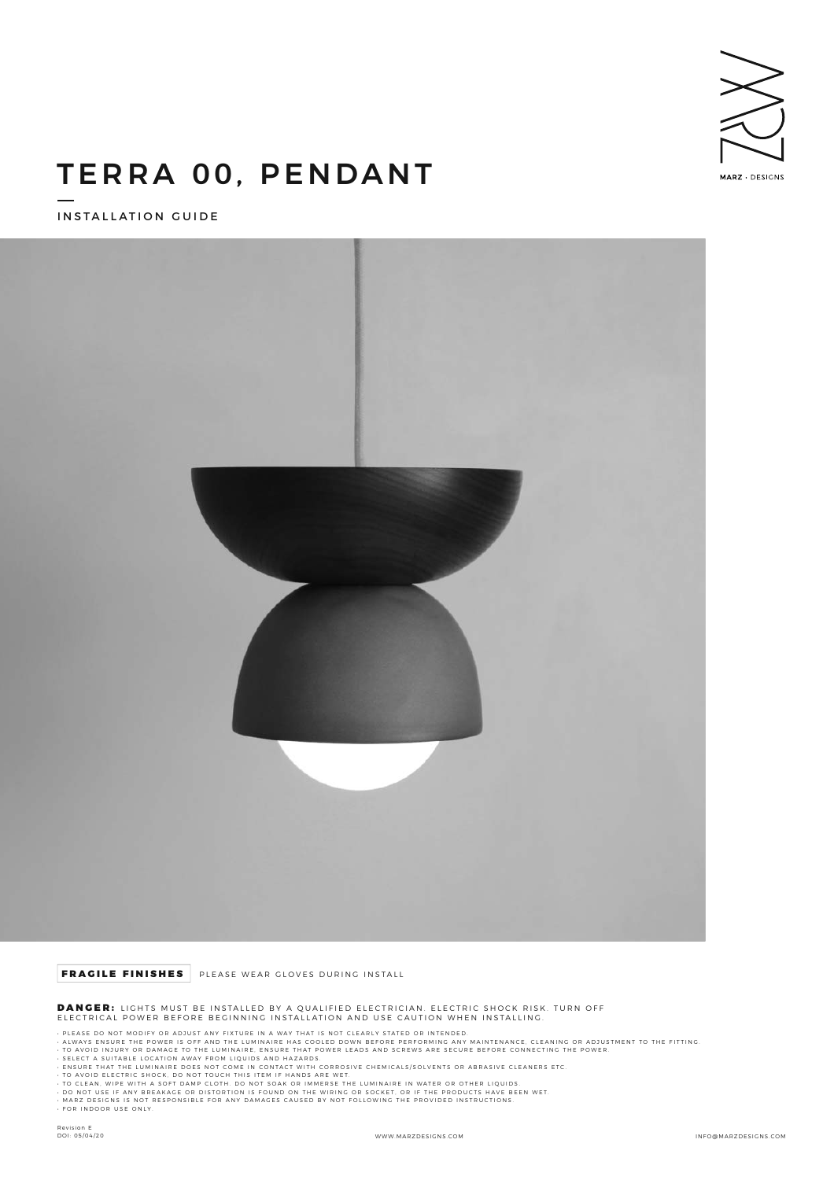MARZ · DESIGNS

# TERRA 00, PENDANT

## INSTALLATION GUIDE

**FRAGILE FINISHES** PLEASE WEAR GLOVES DURING INSTALL

**DANGER:** LIGHTS MUST BE INSTALLED BY A QUALIFIED ELECTRICIAN. ELECTRIC SHOCK RISK. TURN OFF ELECTRICAL POWER BEFORE BEGINNING INSTALLATION AND USE CAUTION WHEN INSTALLING.

- PLEASE DO NOT MODIFY OR ADJUST ANY FIXTURE IN A WAY THAT IS NOT CLEARLY STATED OR INTENDED.
- ALWAYS ENSURE THE POWER IS OFF AND THE LUMINAIRE HAS COOLED DOWN BEFORE PERFORMING ANY MAINTENANCE, CLEANING OR ADJUSTMENT TO THE FITTING.
- TO AVOID INJURY OR DAMAGE TO THE LUMINAIRE, ENSURE THAT POWER LEADS AND SCREWS ARE SECURE BEFORE CONNECTING THE POWER.
- SELECT A SUITABLE LOCATION AWAY FROM LIQUIDS AND HAZARDS.
- ENSURE THAT THE LUMINAIRE DOES NOT COME IN CONTACT WITH CORROSIVE CHEMICALS/SOLVENTS OR ABRASIVE CLEANERS ETC.
- TO AVOID ELECTRIC SHOCK, DO NOT TOUCH THIS ITEM IF HANDS ARE WET.
- TO CLEAN, WIPE WITH A SOFT DAMP CLOTH. DO NOT SOAK OR IMMERSE THE LUMINAIRE IN WATER OR OTHER LIQUIDS.
- DO NOT USE IF ANY BREAKAGE OR DISTORTION IS FOUND ON THE WIRING OR SOCKET, OR IF THE PRODUCTS HAVE BEEN WET.
- MARZ DESIGNS IS NOT RESPONSIBLE FOR ANY DAMAGES CAUSED BY NOT FOLLOWING THE PROVIDED INSTRUCTIONS.
- FOR INDOOR USE ONLY.

Revision E
DOI: 05/04/20

WWW.MARZDESIGNS.COM

INFO@MARZDESIGNS.COM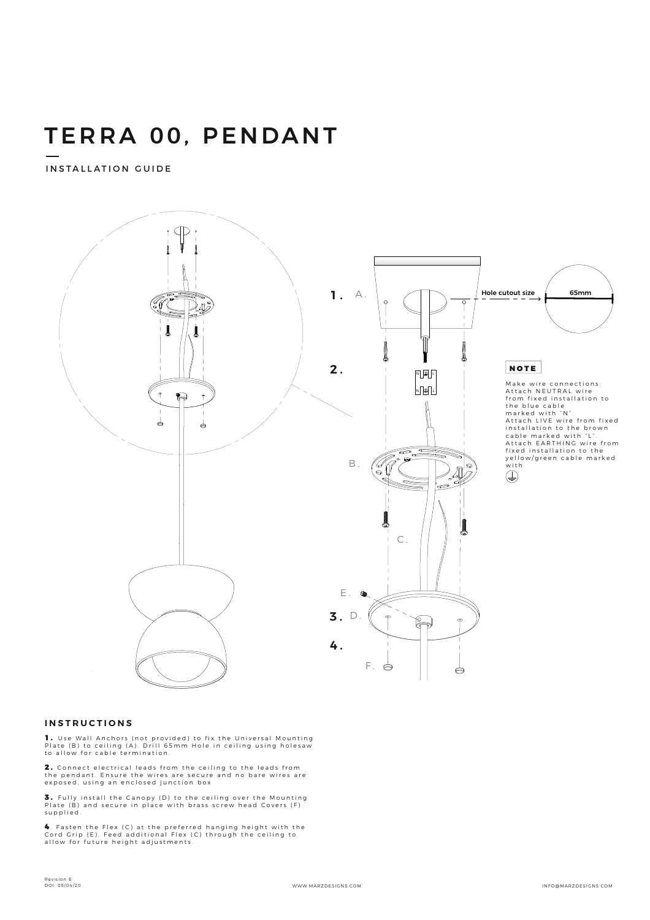# TERRA 00, PENDANT

## INSTALLATION GUIDE

1. A.

Hole cutout size

65mm

2.

B.

C.

E.

3. D.

4.

F.

**NOTE**

Make wire connections:
Attach NEUTRAL wire from fixed installation to the blue cable marked with "N".
Attach LIVE wire from fixed installation to the brown cable marked with "L".
Attach EARTHING wire from fixed installation to the yellow/green cable marked with ⏚

### INSTRUCTIONS

**1.** Use Wall Anchors (not provided) to fix the Universal Mounting Plate (B) to ceiling (A). Drill 65mm Hole in ceiling using holesaw to allow for cable termination.

**2.** Connect electrical leads from the ceiling to the leads from the pendant. Ensure the wires are secure and no bare wires are exposed, using an enclosed junction box

**3.** Fully install the Canopy (D) to the ceiling over the Mounting Plate (B) and secure in place with brass screw head Covers (F) supplied.

**4**. Fasten the Flex (C) at the preferred hanging height with the Cord Grip (E). Feed additional Flex (C) through the ceiling to allow for future height adjustments.

Revision E
DOI: 05/04/20

WWW.MARZDESIGNS.COM

INFO@MARZDESIGNS.COM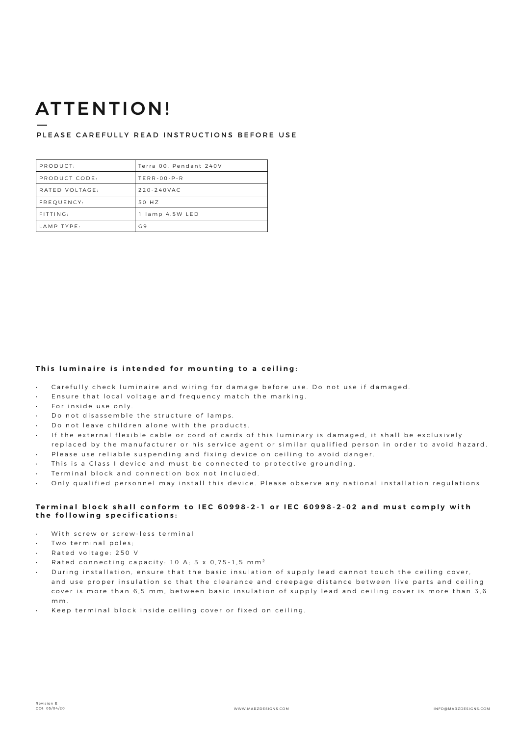# ATTENTION!

PLEASE CAREFULLY READ INSTRUCTIONS BEFORE USE

| | |
|---|---|
| PRODUCT: | Terra 00, Pendant 240V |
| PRODUCT CODE: | TERR-00-P-R |
| RATED VOLTAGE: | 220-240VAC |
| FREQUENCY: | 50 HZ |
| FITTING: | 1 lamp 4.5W LED |
| LAMP TYPE: | G9 |

**This luminaire is intended for mounting to a ceiling:**

- Carefully check luminaire and wiring for damage before use. Do not use if damaged.
- Ensure that local voltage and frequency match the marking.
- For inside use only.
- Do not disassemble the structure of lamps.
- Do not leave children alone with the products.
- If the external flexible cable or cord of cards of this luminary is damaged, it shall be exclusively replaced by the manufacturer or his service agent or similar qualified person in order to avoid hazard.
- Please use reliable suspending and fixing device on ceiling to avoid danger.
- This is a Class I device and must be connected to protective grounding.
- Terminal block and connection box not included.
- Only qualified personnel may install this device. Please observe any national installation regulations.

**Terminal block shall conform to IEC 60998-2-1 or IEC 60998-2-02 and must comply with the following specifications:**

- With screw or screw-less terminal
- Two terminal poles;
- Rated voltage: 250 V
- Rated connecting capacity: 10 A; 3 x 0,75-1,5 $mm^2$
- During installation, ensure that the basic insulation of supply lead cannot touch the ceiling cover, and use proper insulation so that the clearance and creepage distance between live parts and ceiling cover is more than 6,5 mm, between basic insulation of supply lead and ceiling cover is more than 3,6 mm.
- Keep terminal block inside ceiling cover or fixed on ceiling.

Revision E
DOI: 05/04/20

WWW.MARZDESIGNS.COM

INFO@MARZDESIGNS.COM